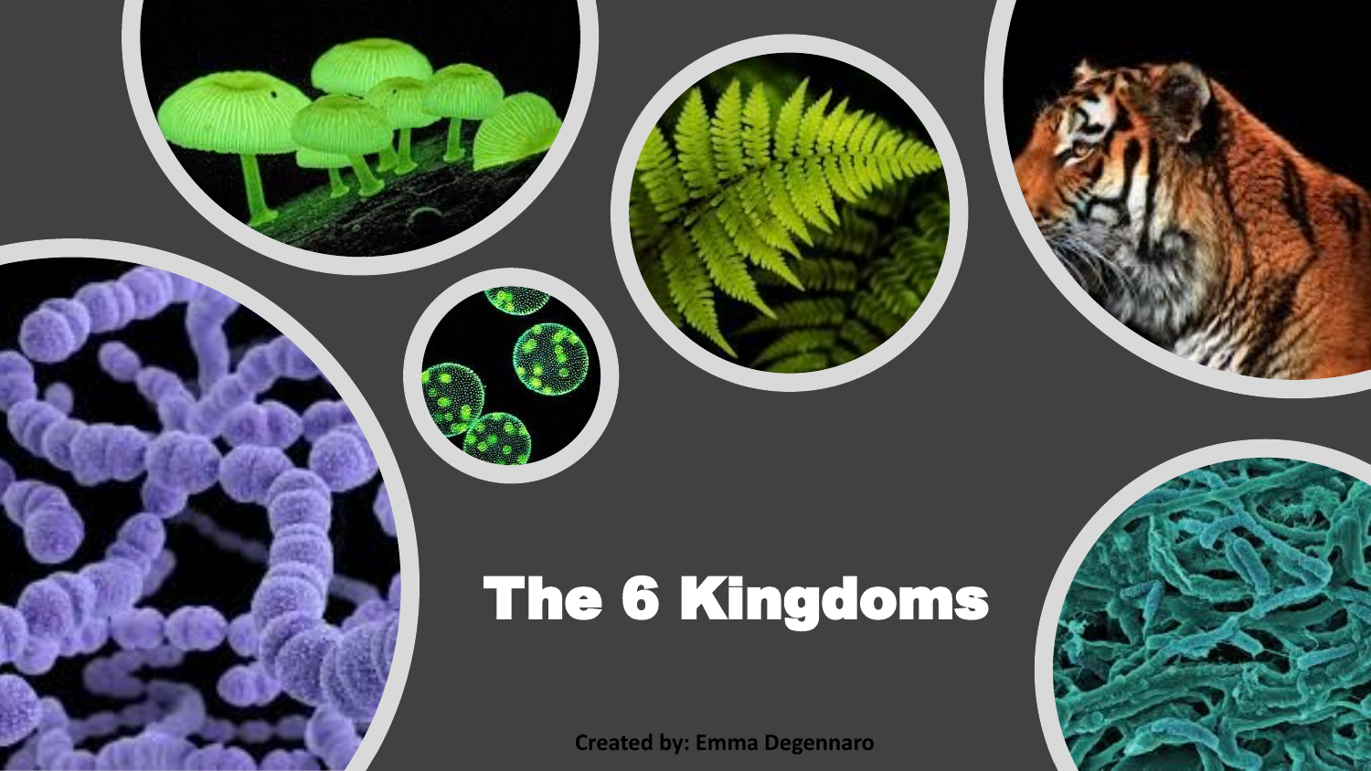# The 6 Kingdoms

**Created by: Emma Degennaro**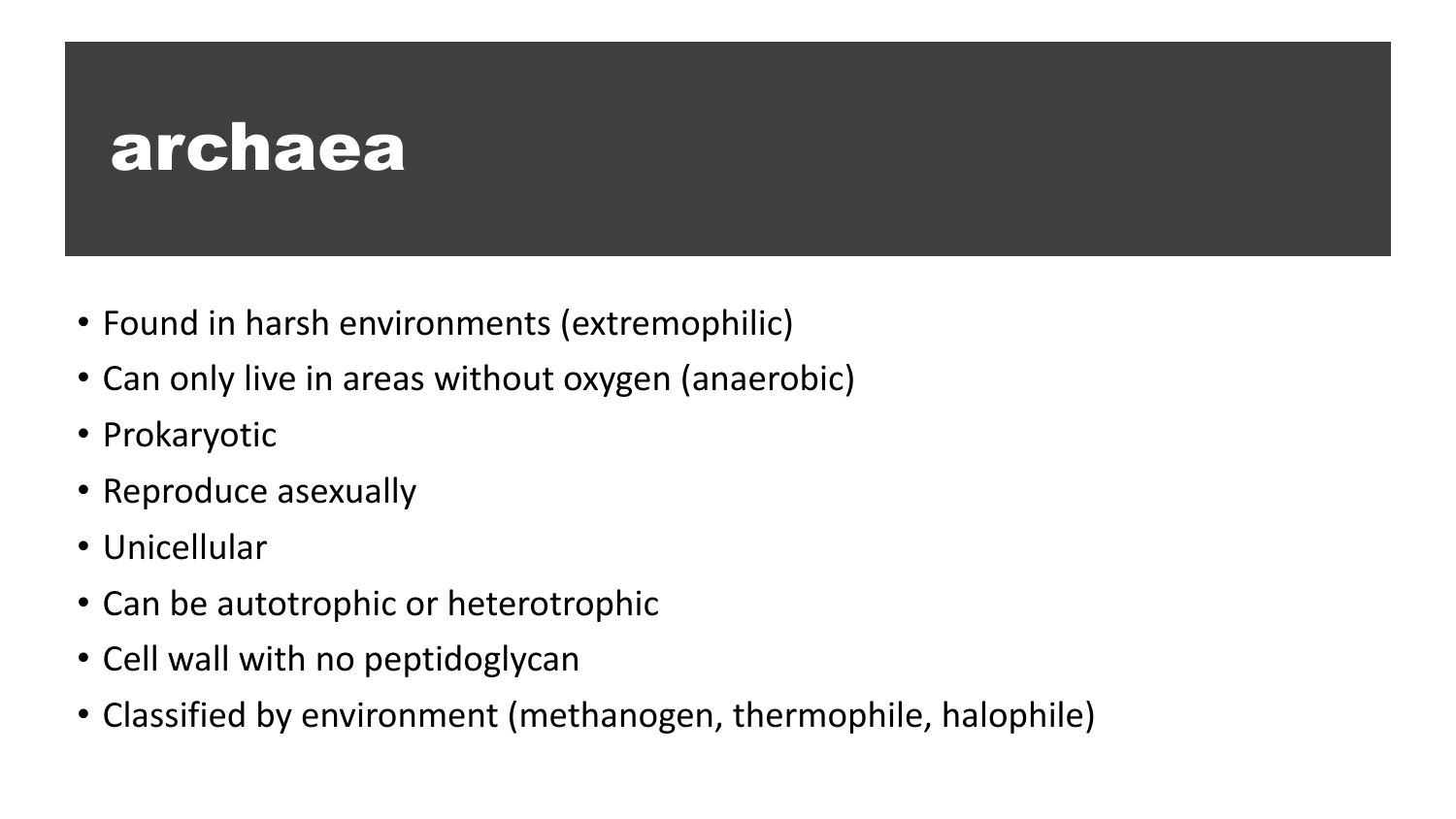# archaea

- Found in harsh environments (extremophilic)
- Can only live in areas without oxygen (anaerobic)
- Prokaryotic
- Reproduce asexually
- Unicellular
- Can be autotrophic or heterotrophic
- Cell wall with no peptidoglycan
- Classified by environment (methanogen, thermophile, halophile)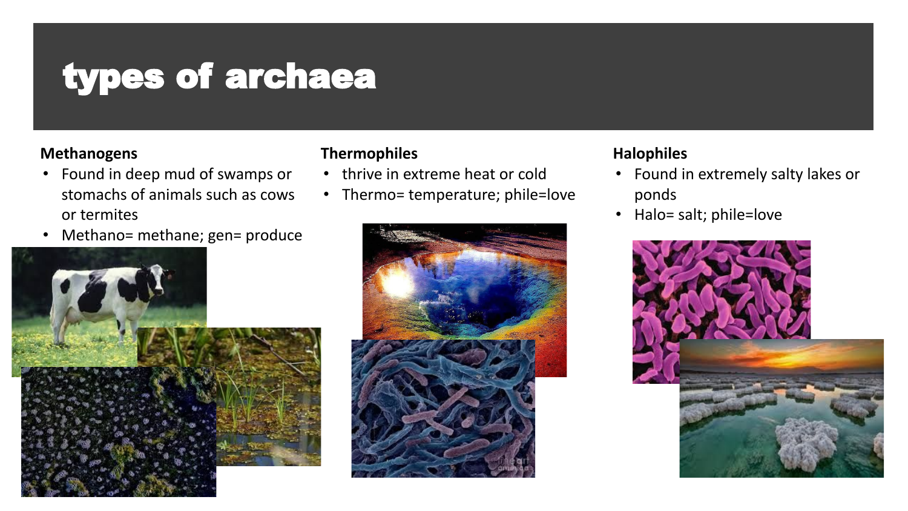# types of archaea

### Methanogens

- Found in deep mud of swamps or stomachs of animals such as cows or termites
- Methano= methane; gen= produce

### Thermophiles

- thrive in extreme heat or cold
- Thermo= temperature; phile=love

### Halophiles

- Found in extremely salty lakes or ponds
- Halo= salt; phile=love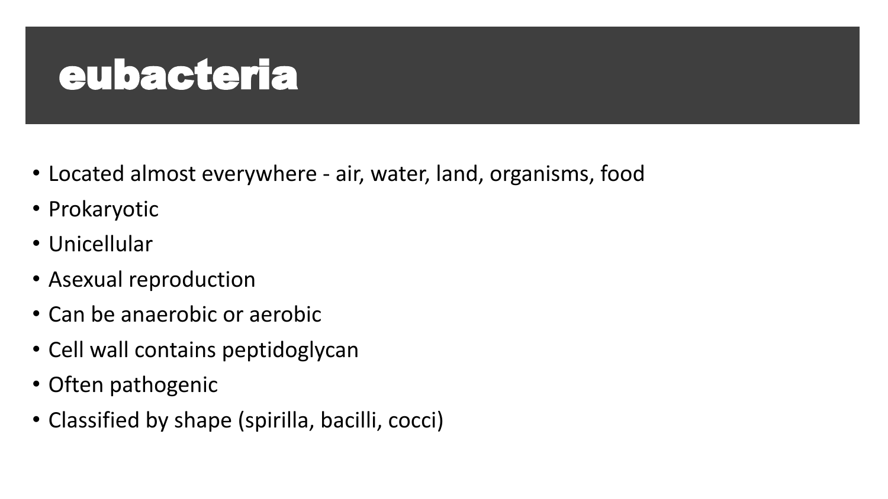# eubacteria

- Located almost everywhere - air, water, land, organisms, food
- Prokaryotic
- Unicellular
- Asexual reproduction
- Can be anaerobic or aerobic
- Cell wall contains peptidoglycan
- Often pathogenic
- Classified by shape (spirilla, bacilli, cocci)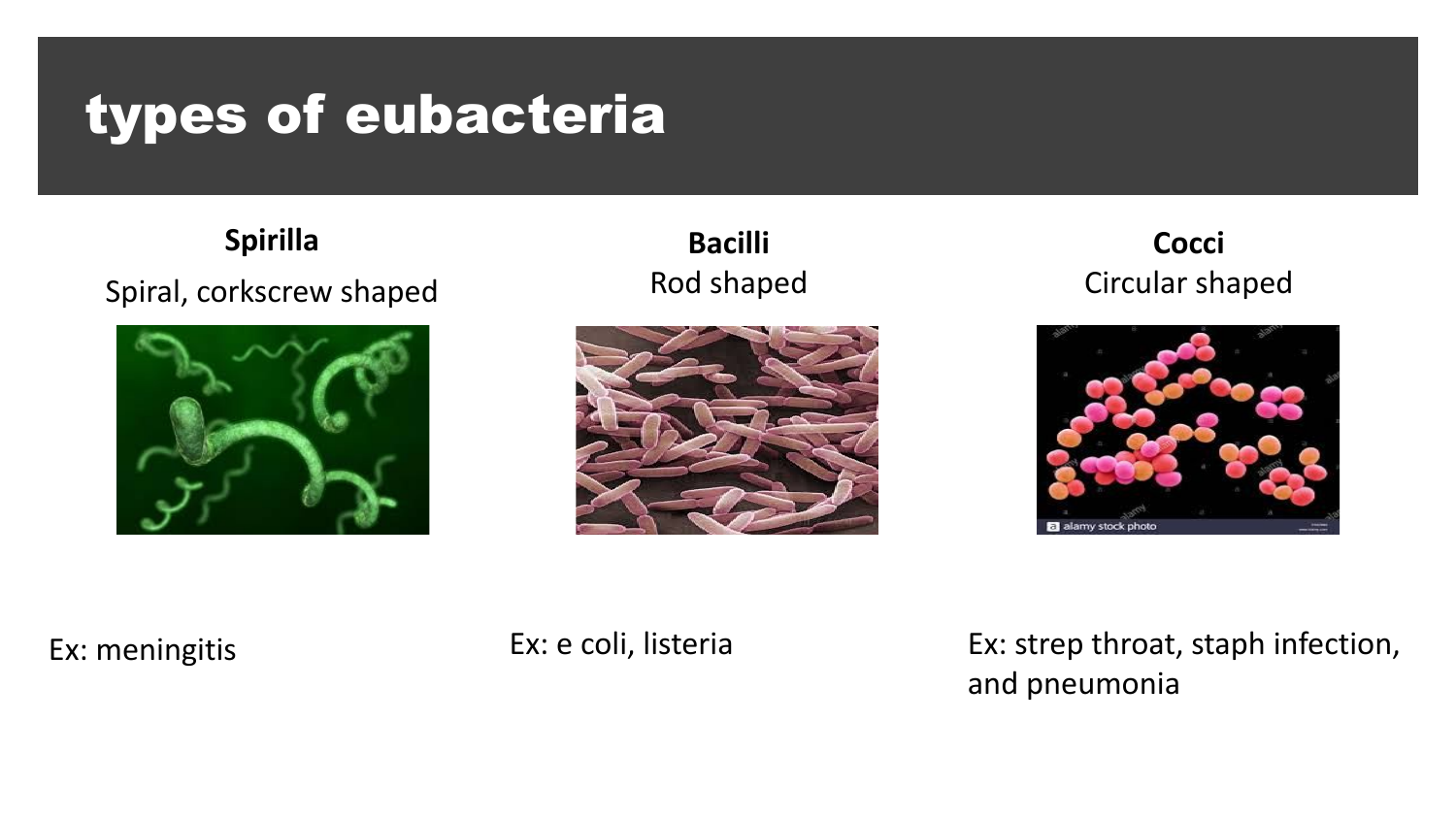# types of eubacteria

**Spirilla**

Spiral, corkscrew shaped

Ex: meningitis

**Bacilli**

Rod shaped

Ex: e coli, listeria

**Cocci**

Circular shaped

Ex: strep throat, staph infection, and pneumonia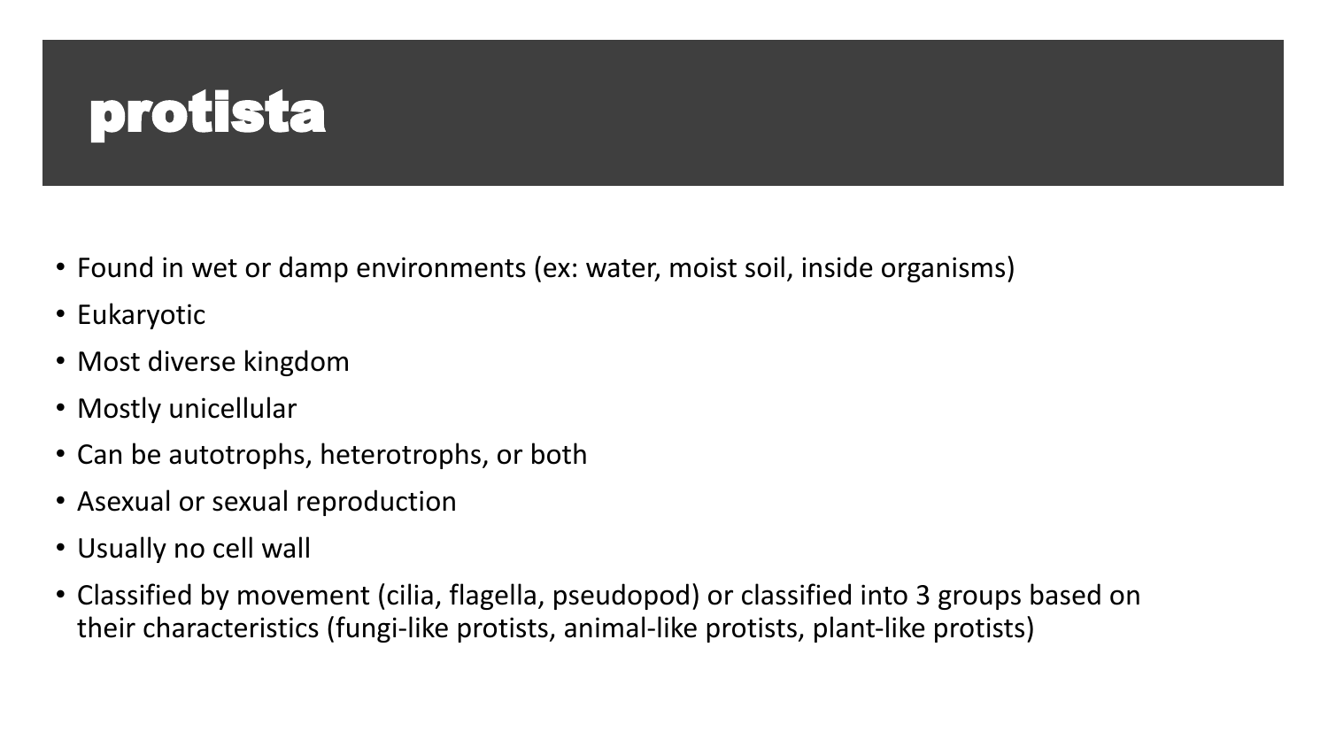# protista

- Found in wet or damp environments (ex: water, moist soil, inside organisms)
- Eukaryotic
- Most diverse kingdom
- Mostly unicellular
- Can be autotrophs, heterotrophs, or both
- Asexual or sexual reproduction
- Usually no cell wall
- Classified by movement (cilia, flagella, pseudopod) or classified into 3 groups based on their characteristics (fungi-like protists, animal-like protists, plant-like protists)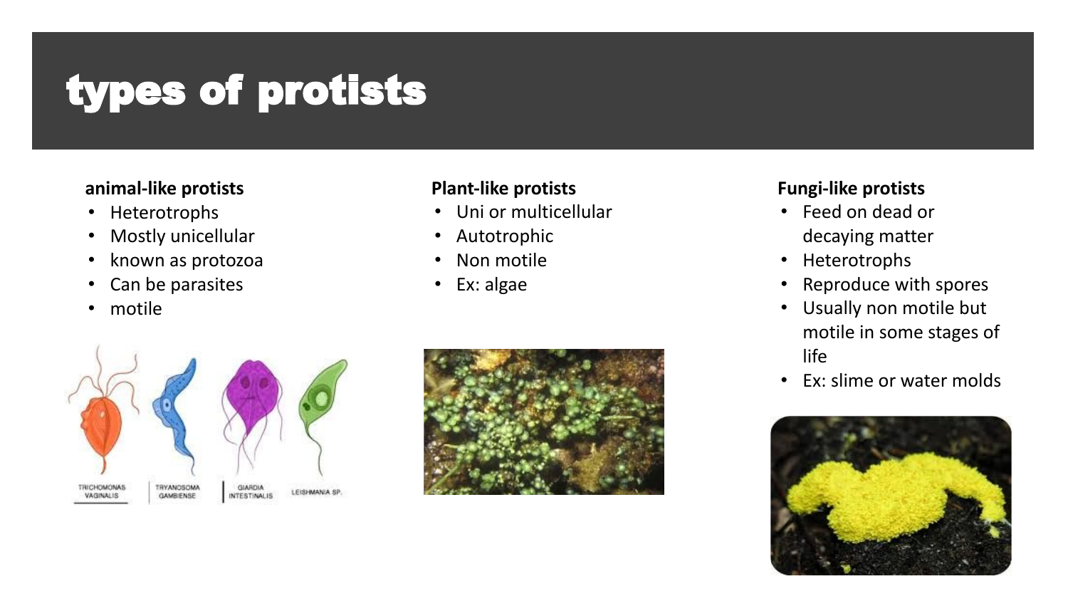# types of protists

**animal-like protists**

- Heterotrophs
- Mostly unicellular
- known as protozoa
- Can be parasites
- motile

**Plant-like protists**

- Uni or multicellular
- Autotrophic
- Non motile
- Ex: algae

**Fungi-like protists**

- Feed on dead or decaying matter
- Heterotrophs
- Reproduce with spores
- Usually non motile but motile in some stages of life
- Ex: slime or water molds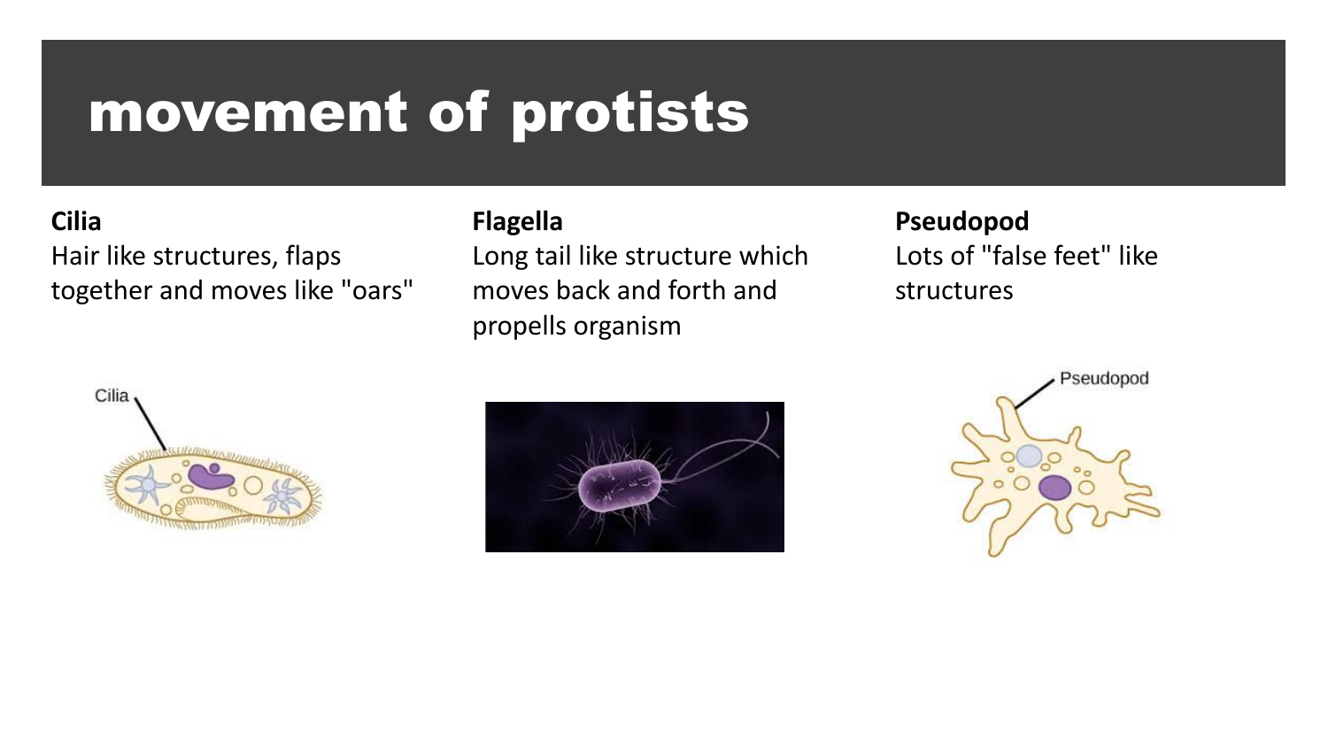# movement of protists

**Cilia**
Hair like structures, flaps together and moves like "oars"

**Flagella**
Long tail like structure which moves back and forth and propells organism

**Pseudopod**
Lots of "false feet" like structures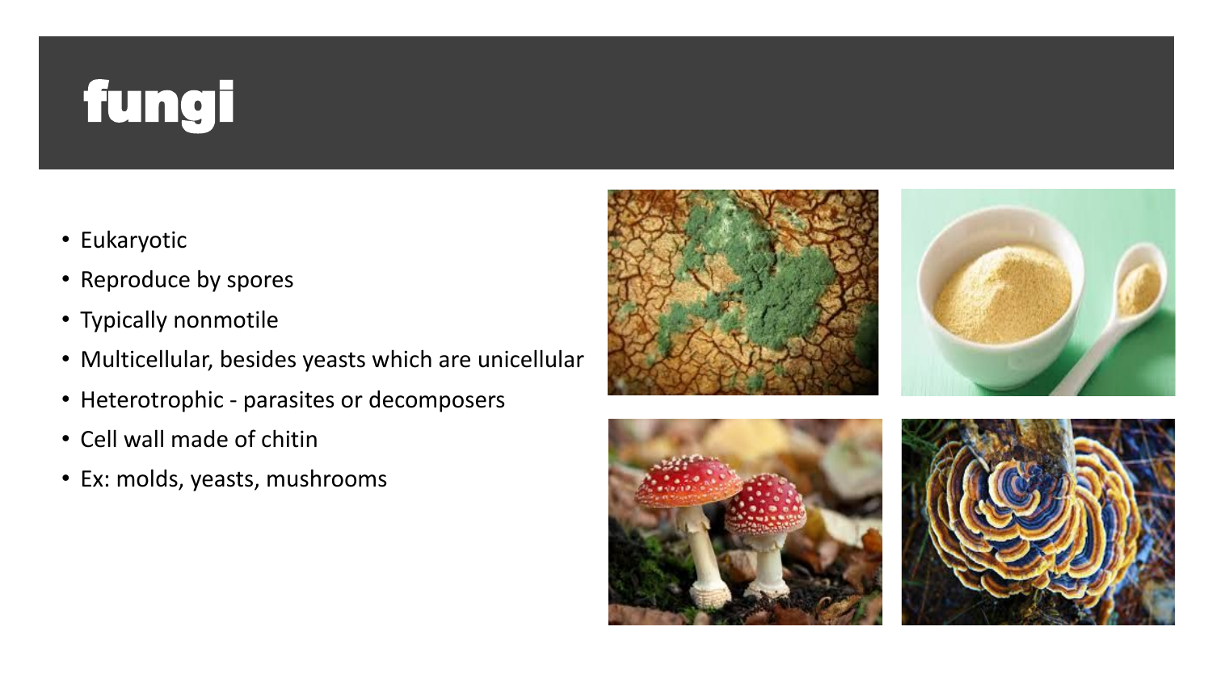# fungi

- Eukaryotic
- Reproduce by spores
- Typically nonmotile
- Multicellular, besides yeasts which are unicellular
- Heterotrophic - parasites or decomposers
- Cell wall made of chitin
- Ex: molds, yeasts, mushrooms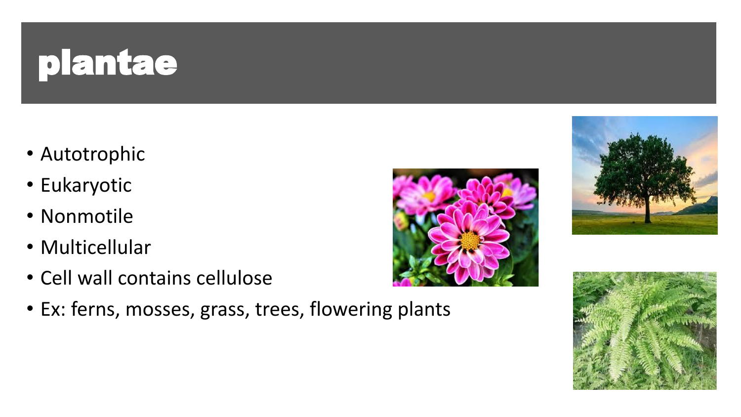# plantae

- Autotrophic
- Eukaryotic
- Nonmotile
- Multicellular
- Cell wall contains cellulose
- Ex: ferns, mosses, grass, trees, flowering plants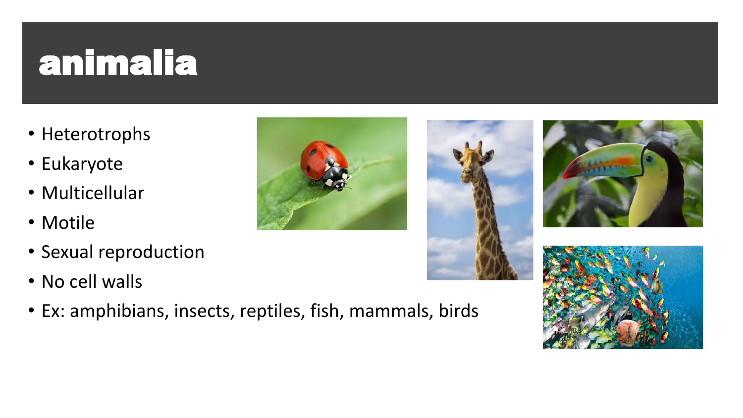# animalia

- Heterotrophs
- Eukaryote
- Multicellular
- Motile
- Sexual reproduction
- No cell walls
- Ex: amphibians, insects, reptiles, fish, mammals, birds